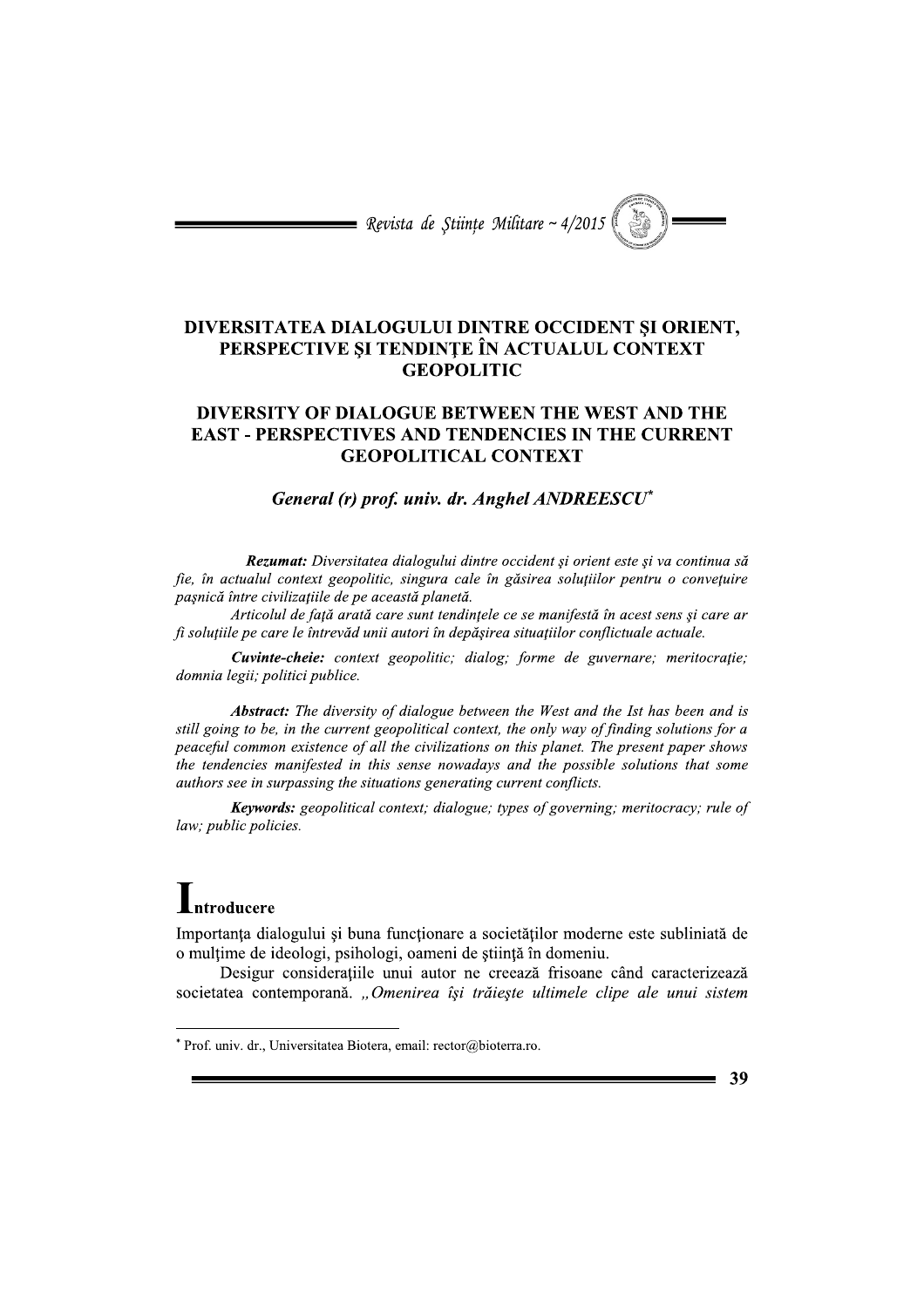# DIVERSITATEA DIALOGULUI DINTRE OCCIDENT ŞI ORIENT, PERSPECTIVE ŞI TENDINŢE ÎN ACTUALUL CONTEXT GEOPOLITIC

# DIVERSITY OF DIALOGUE BETWEEN THE WEST AND THE EAST - PERSPECTIVES AND TENDENCIES IN THE CURRENT GEOPOLITICAL CONTEXT

***General (r) prof. univ. dr. Anghel ANDREESCU**[*]*

***Rezumat:*** *Diversitatea dialogului dintre occident şi orient este şi va continua să fie, în actualul context geopolitic, singura cale în găsirea soluţiilor pentru o conveţuire paşnică între civilizaţiile de pe această planetă.*

*Articolul de faţă arată care sunt tendinţele ce se manifestă în acest sens şi care ar fi soluţiile pe care le întrevăd unii autori în depăşirea situaţiilor conflictuale actuale.*

***Cuvinte-cheie:*** *context geopolitic; dialog; forme de guvernare; meritocraţie; domnia legii; politici publice.*

***Abstract:*** *The diversity of dialogue between the West and the Ist has been and is still going to be, in the current geopolitical context, the only way of finding solutions for a peaceful common existence of all the civilizations on this planet. The present paper shows the tendencies manifested in this sense nowadays and the possible solutions that some authors see in surpassing the situations generating current conflicts.*

***Keywords:*** *geopolitical context; dialogue; types of governing; meritocracy; rule of law; public policies.*

## Introducere

Importanţa dialogului şi buna funcţionare a societăţilor moderne este subliniată de o mulţime de ideologi, psihologi, oameni de ştiinţă în domeniu.

Desigur consideraţiile unui autor ne creează frisoane când caracterizează societatea contemporană. *„Omenirea îşi trăieşte ultimele clipe ale unui sistem*

---

[*] Prof. univ. dr., Universitatea Biotera, email: rector@bioterra.ro.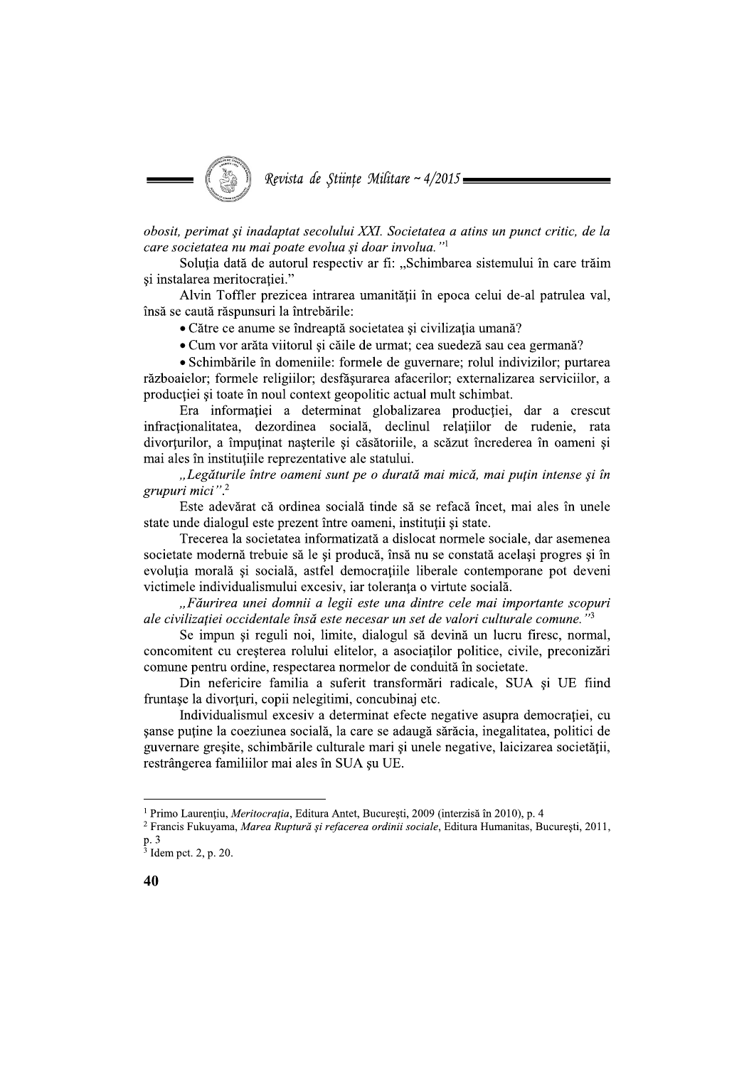*obosit, perimat şi inadaptat secolului XXI. Societatea a atins un punct critic, de la care societatea nu mai poate evolua şi doar involua."*[1]

Soluţia dată de autorul respectiv ar fi: „Schimbarea sistemului în care trăim şi instalarea meritocraţiei."

Alvin Toffler prezicea intrarea umanităţii în epoca celui de-al patrulea val, însă se caută răspunsuri la întrebările:

- Către ce anume se îndreaptă societatea şi civilizaţia umană?
- Cum vor arăta viitorul şi căile de urmat; cea suedeză sau cea germană?
- Schimbările în domeniile: formele de guvernare; rolul indivizilor; purtarea războaielor; formele religiilor; desfăşurarea afacerilor; externalizarea serviciilor, a producţiei şi toate în noul context geopolitic actual mult schimbat.

Era informaţiei a determinat globalizarea producţiei, dar a crescut infracţionalitatea, dezordinea socială, declinul relaţiilor de rudenie, rata divorţurilor, a împuţinat naşterile şi căsătoriile, a scăzut încrederea în oameni şi mai ales în instituţiile reprezentative ale statului.

*„Legăturile între oameni sunt pe o durată mai mică, mai puţin intense şi în grupuri mici".*[2]

Este adevărat că ordinea socială tinde să se refacă încet, mai ales în unele state unde dialogul este prezent între oameni, instituţii şi state.

Trecerea la societatea informatizată a dislocat normele sociale, dar asemenea societate modernă trebuie să le şi producă, însă nu se constată acelaşi progres şi în evoluţia morală şi socială, astfel democraţiile liberale contemporane pot deveni victimele individualismului excesiv, iar toleranţa o virtute socială.

*„Făurirea unei domnii a legii este una dintre cele mai importante scopuri ale civilizaţiei occidentale însă este necesar un set de valori culturale comune."*[3]

Se impun şi reguli noi, limite, dialogul să devină un lucru firesc, normal, concomitent cu creşterea rolului elitelor, a asociaţilor politice, civile, preconizări comune pentru ordine, respectarea normelor de conduită în societate.

Din nefericire familia a suferit transformări radicale, SUA şi UE fiind fruntaşe la divorţuri, copii nelegitimi, concubinaj etc.

Individualismul excesiv a determinat efecte negative asupra democraţiei, cu şanse puţine la coeziunea socială, la care se adaugă sărăcia, inegalitatea, politici de guvernare greşite, schimbările culturale mari şi unele negative, laicizarea societăţii, restrângerea familiilor mai ales în SUA şu UE.

---

[1] Primo Laurenţiu, *Meritocraţia*, Editura Antet, Bucureşti, 2009 (interzisă în 2010), p. 4

[2] Francis Fukuyama, *Marea Ruptură şi refacerea ordinii sociale*, Editura Humanitas, Bucureşti, 2011, p. 3

[3] Idem pct. 2, p. 20.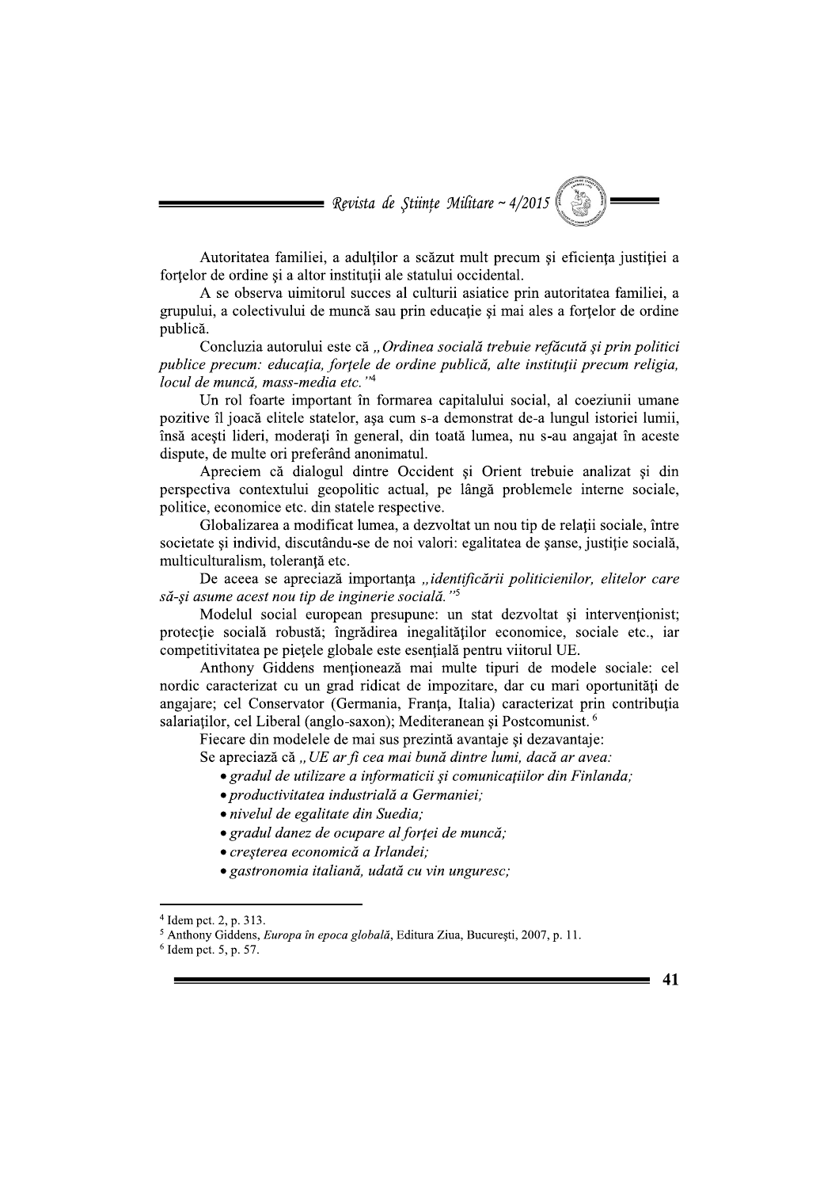Autoritatea familiei, a adulților a scăzut mult precum și eficiența justiției a forțelor de ordine și a altor instituții ale statului occidental.

A se observa uimitorul succes al culturii asiatice prin autoritatea familiei, a grupului, a colectivului de muncă sau prin educație și mai ales a forțelor de ordine publică.

Concluzia autorului este că *„Ordinea socială trebuie refăcută și prin politici publice precum: educația, forțele de ordine publică, alte instituții precum religia, locul de muncă, mass-media etc."*[4]

Un rol foarte important în formarea capitalului social, al coeziunii umane pozitive îl joacă elitele statelor, așa cum s-a demonstrat de-a lungul istoriei lumii, însă acești lideri, moderați în general, din toată lumea, nu s-au angajat în aceste dispute, de multe ori preferând anonimatul.

Apreciem că dialogul dintre Occident și Orient trebuie analizat și din perspectiva contextului geopolitic actual, pe lângă problemele interne sociale, politice, economice etc. din statele respective.

Globalizarea a modificat lumea, a dezvoltat un nou tip de relații sociale, între societate și individ, discutându-se de noi valori: egalitatea de șanse, justiție socială, multiculturalism, toleranță etc.

De aceea se apreciază importanța *„identificării politicienilor, elitelor care să-și asume acest nou tip de inginerie socială."*[5]

Modelul social european presupune: un stat dezvoltat și intervenționist; protecție socială robustă; îngrădirea inegalităților economice, sociale etc., iar competitivitatea pe piețele globale este esențială pentru viitorul UE.

Anthony Giddens menționează mai multe tipuri de modele sociale: cel nordic caracterizat cu un grad ridicat de impozitare, dar cu mari oportunități de angajare; cel Conservator (Germania, Franța, Italia) caracterizat prin contribuția salariaților, cel Liberal (anglo-saxon); Mediteranean și Postcomunist.[6]

Fiecare din modelele de mai sus prezintă avantaje și dezavantaje:

Se apreciază că *„UE ar fi cea mai bună dintre lumi, dacă ar avea:*

- *gradul de utilizare a informaticii și comunicațiilor din Finlanda;*
- *productivitatea industrială a Germaniei;*
- *nivelul de egalitate din Suedia;*
- *gradul danez de ocupare al forței de muncă;*
- *creșterea economică a Irlandei;*
- *gastronomia italiană, udată cu vin unguresc;*

---

[4] Idem pct. 2, p. 313.

[5] Anthony Giddens, *Europa în epoca globală*, Editura Ziua, București, 2007, p. 11.

[6] Idem pct. 5, p. 57.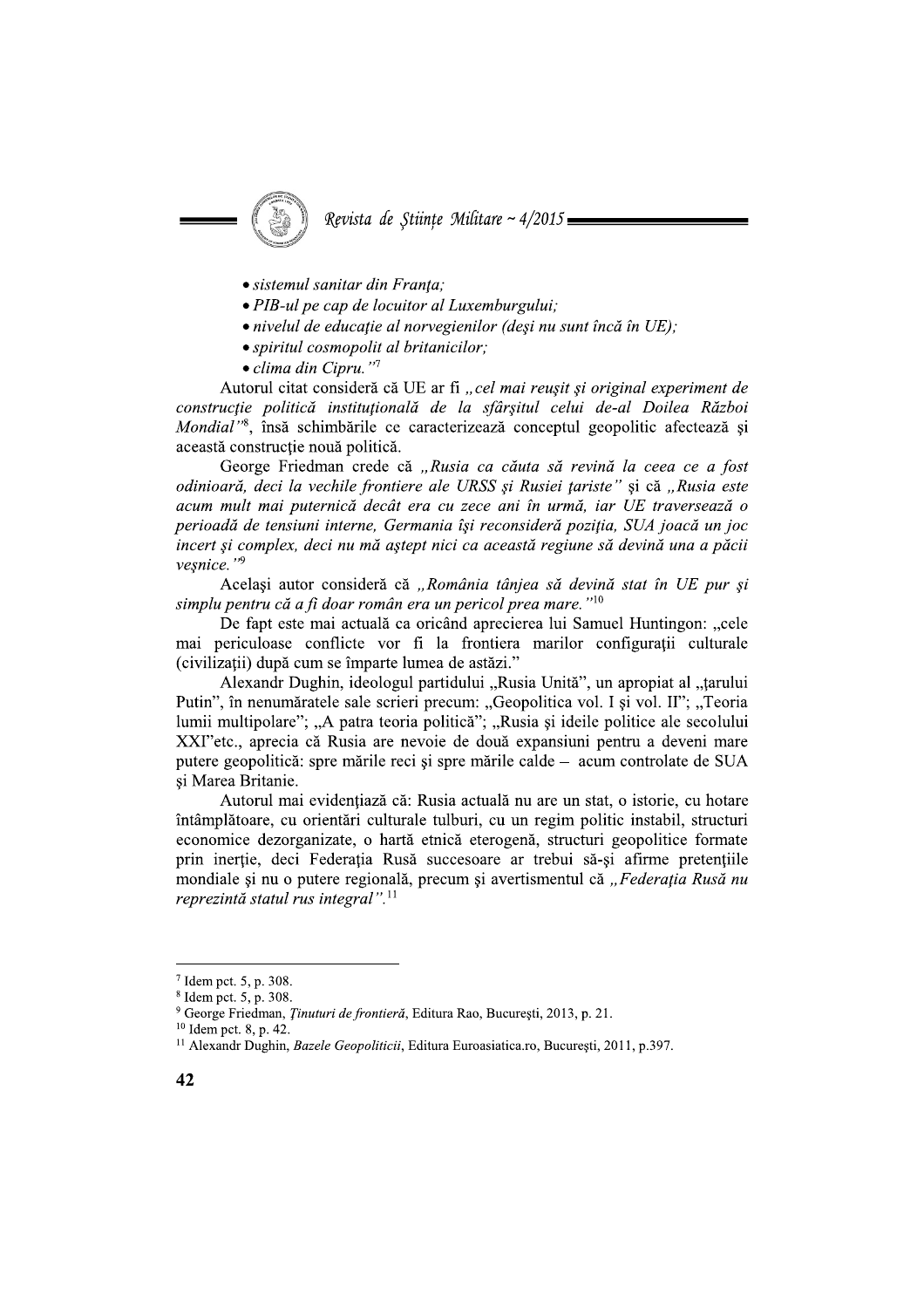- *sistemul sanitar din Franța;*
- *PIB-ul pe cap de locuitor al Luxemburgului;*
- *nivelul de educație al norvegienilor (deşi nu sunt încă în UE);*
- *spiritul cosmopolit al britanicilor;*
- *clima din Cipru."*[7]

Autorul citat consideră că UE ar fi *„cel mai reuşit şi original experiment de construcție politică instituțională de la sfârşitul celui de-al Doilea Război Mondial"*[8], însă schimbările ce caracterizează conceptul geopolitic afectează şi această construcție nouă politică.

George Friedman crede că *„Rusia ca căuta să revină la ceea ce a fost odinioară, deci la vechile frontiere ale URSS şi Rusiei țariste"* şi că *„Rusia este acum mult mai puternică decât era cu zece ani în urmă, iar UE traversează o perioadă de tensiuni interne, Germania îşi reconsideră poziția, SUA joacă un joc incert şi complex, deci nu mă aştept nici ca această regiune să devină una a păcii veşnice."*[9]

Acelaşi autor consideră că *„România tânjea să devină stat în UE pur şi simplu pentru că a fi doar român era un pericol prea mare."*[10]

De fapt este mai actuală ca oricând aprecierea lui Samuel Huntingon: „cele mai periculoase conflicte vor fi la frontiera marilor configurații culturale (civilizații) după cum se împarte lumea de astăzi."

Alexandr Dughin, ideologul partidului „Rusia Unită", un apropiat al „țarului Putin", în nenumăratele sale scrieri precum: „Geopolitica vol. I şi vol. II"; „Teoria lumii multipolare"; „A patra teoria politică"; „Rusia şi ideile politice ale secolului XXI"etc., aprecia că Rusia are nevoie de două expansiuni pentru a deveni mare putere geopolitică: spre mările reci şi spre mările calde – acum controlate de SUA şi Marea Britanie.

Autorul mai evidențiază că: Rusia actuală nu are un stat, o istorie, cu hotare întâmplătoare, cu orientări culturale tulburi, cu un regim politic instabil, structuri economice dezorganizate, o hartă etnică eterogenă, structuri geopolitice formate prin inerție, deci Federația Rusă succesoare ar trebui să-şi afirme pretențiile mondiale şi nu o putere regională, precum şi avertismentul că *„Federația Rusă nu reprezintă statul rus integral"*.[11]

---

[7] Idem pct. 5, p. 308.

[8] Idem pct. 5, p. 308.

[9] George Friedman, *Ținuturi de frontieră*, Editura Rao, Bucureşti, 2013, p. 21.

[10] Idem pct. 8, p. 42.

[11] Alexandr Dughin, *Bazele Geopoliticii*, Editura Euroasiatica.ro, Bucureşti, 2011, p.397.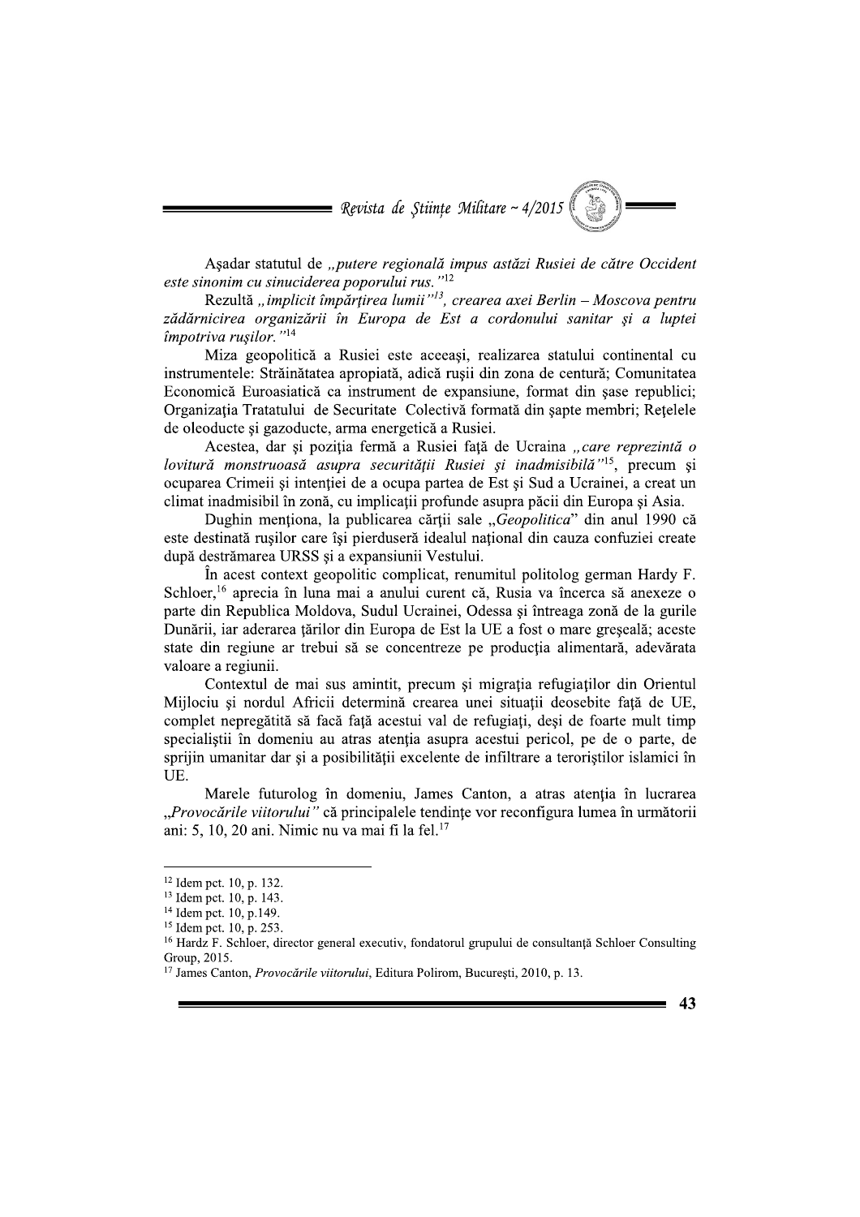Așadar statutul de *„putere regională impus astăzi Rusiei de către Occident este sinonim cu sinuciderea poporului rus."*[12]

Rezultă *„implicit împărțirea lumii"*[13], *crearea axei Berlin – Moscova pentru zădărnicirea organizării în Europa de Est a cordonului sanitar și a luptei împotriva rușilor."*[14]

Miza geopolitică a Rusiei este aceeași, realizarea statului continental cu instrumentele: Străinătatea apropiată, adică rușii din zona de centură; Comunitatea Economică Euroasiatică ca instrument de expansiune, format din șase republici; Organizația Tratatului de Securitate Colectivă formată din șapte membri; Rețelele de oleoducte și gazoducte, arma energetică a Rusiei.

Acestea, dar și poziția fermă a Rusiei față de Ucraina *„care reprezintă o lovitură monstruoasă asupra securității Rusiei și inadmisibilă"*[15], precum și ocuparea Crimeii și intenției de a ocupa partea de Est și Sud a Ucrainei, a creat un climat inadmisibil în zonă, cu implicații profunde asupra păcii din Europa și Asia.

Dughin menționa, la publicarea cărții sale *„Geopolitica"* din anul 1990 că este destinată rușilor care își pierduseră idealul național din cauza confuziei create după destrămarea URSS și a expansiunii Vestului.

În acest context geopolitic complicat, renumitul politolog german Hardy F. Schloer,[16] aprecia în luna mai a anului curent că, Rusia va încerca să anexeze o parte din Republica Moldova, Sudul Ucrainei, Odessa și întreaga zonă de la gurile Dunării, iar aderarea țărilor din Europa de Est la UE a fost o mare greșeală; aceste state din regiune ar trebui să se concentreze pe producția alimentară, adevărata valoare a regiunii.

Contextul de mai sus amintit, precum și migrația refugiaților din Orientul Mijlociu și nordul Africii determină crearea unei situații deosebite față de UE, complet nepregătită să facă față acestui val de refugiați, deși de foarte mult timp specialiștii în domeniu au atras atenția asupra acestui pericol, pe de o parte, de sprijin umanitar dar și a posibilității excelente de infiltrare a teroriștilor islamici în UE.

Marele futurolog în domeniu, James Canton, a atras atenția în lucrarea *„Provocările viitorului"* că principalele tendințe vor reconfigura lumea în următorii ani: 5, 10, 20 ani. Nimic nu va mai fi la fel.[17]

---

[12] Idem pct. 10, p. 132.
[13] Idem pct. 10, p. 143.
[14] Idem pct. 10, p.149.
[15] Idem pct. 10, p. 253.
[16] Hardz F. Schloer, director general executiv, fondatorul grupului de consultanță Schloer Consulting Group, 2015.
[17] James Canton, *Provocările viitorului*, Editura Polirom, București, 2010, p. 13.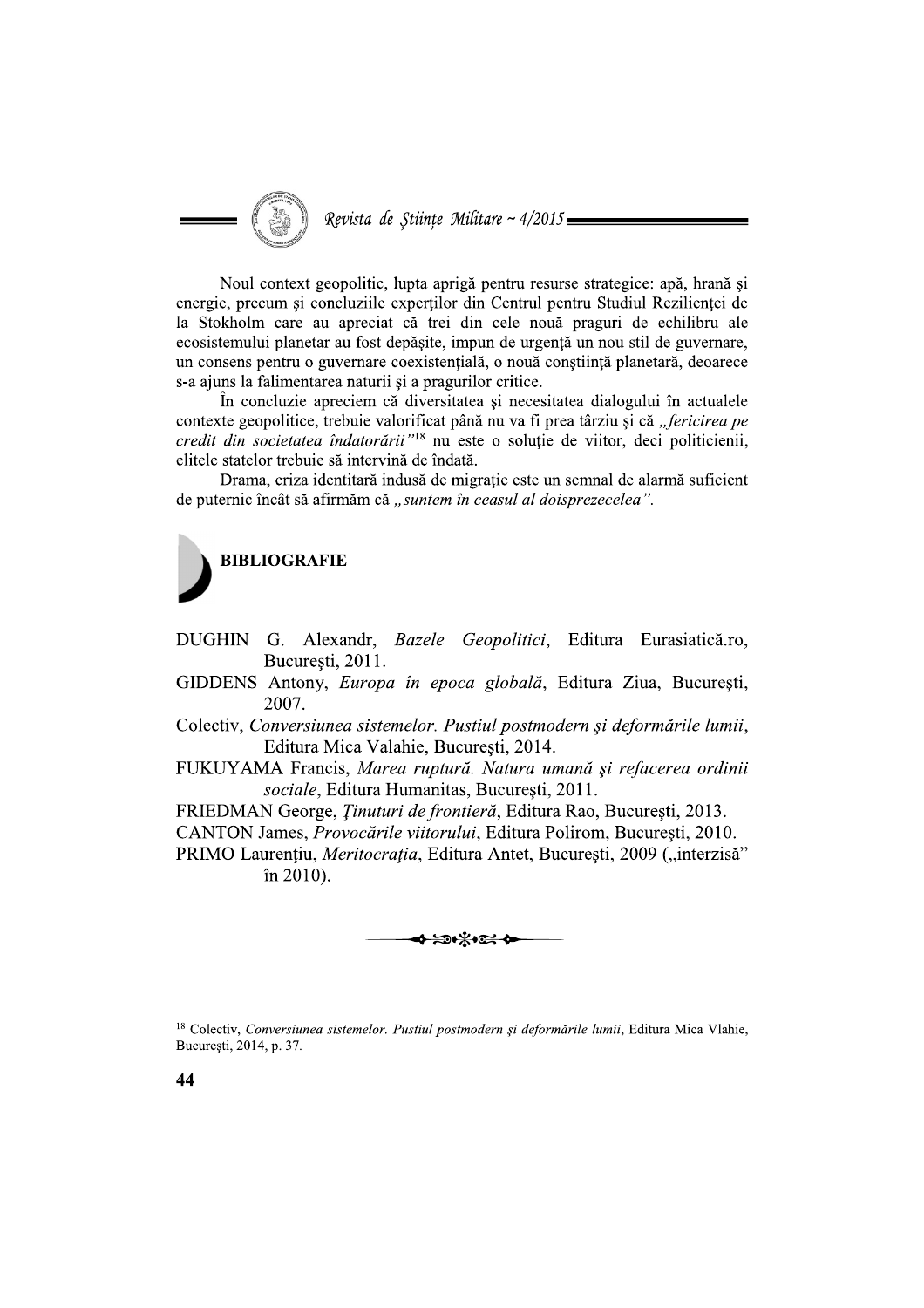Noul context geopolitic, lupta aprigă pentru resurse strategice: apă, hrană şi energie, precum şi concluziile experţilor din Centrul pentru Studiul Rezilienţei de la Stokholm care au apreciat că trei din cele nouă praguri de echilibru ale ecosistemului planetar au fost depăşite, impun de urgenţă un nou stil de guvernare, un consens pentru o guvernare coexistenţială, o nouă conştiinţă planetară, deoarece s-a ajuns la falimentarea naturii şi a pragurilor critice.

În concluzie apreciem că diversitatea şi necesitatea dialogului în actualele contexte geopolitice, trebuie valorificat până nu va fi prea târziu şi că *„fericirea pe credit din societatea îndatorării"*[18] nu este o soluţie de viitor, deci politicienii, elitele statelor trebuie să intervină de îndată.

Drama, criza identitară indusă de migraţie este un semnal de alarmă suficient de puternic încât să afirmăm că *„suntem în ceasul al doisprezecelea"*.

## BIBLIOGRAFIE

DUGHIN G. Alexandr, *Bazele Geopoliticii*, Editura Eurasiatică.ro, Bucureşti, 2011.

GIDDENS Antony, *Europa în epoca globală*, Editura Ziua, Bucureşti, 2007.

Colectiv, *Conversiunea sistemelor. Pustiul postmodern şi deformările lumii*, Editura Mica Valahie, Bucureşti, 2014.

FUKUYAMA Francis, *Marea ruptură. Natura umană şi refacerea ordinii sociale*, Editura Humanitas, Bucureşti, 2011.

FRIEDMAN George, *Ţinuturi de frontieră*, Editura Rao, Bucureşti, 2013.

CANTON James, *Provocările viitorului*, Editura Polirom, Bucureşti, 2010.

PRIMO Laurenţiu, *Meritocraţia*, Editura Antet, Bucureşti, 2009 („interzisă" în 2010).

---

[18] Colectiv, *Conversiunea sistemelor. Pustiul postmodern şi deformările lumii*, Editura Mica Vlahie, Bucureşti, 2014, p. 37.